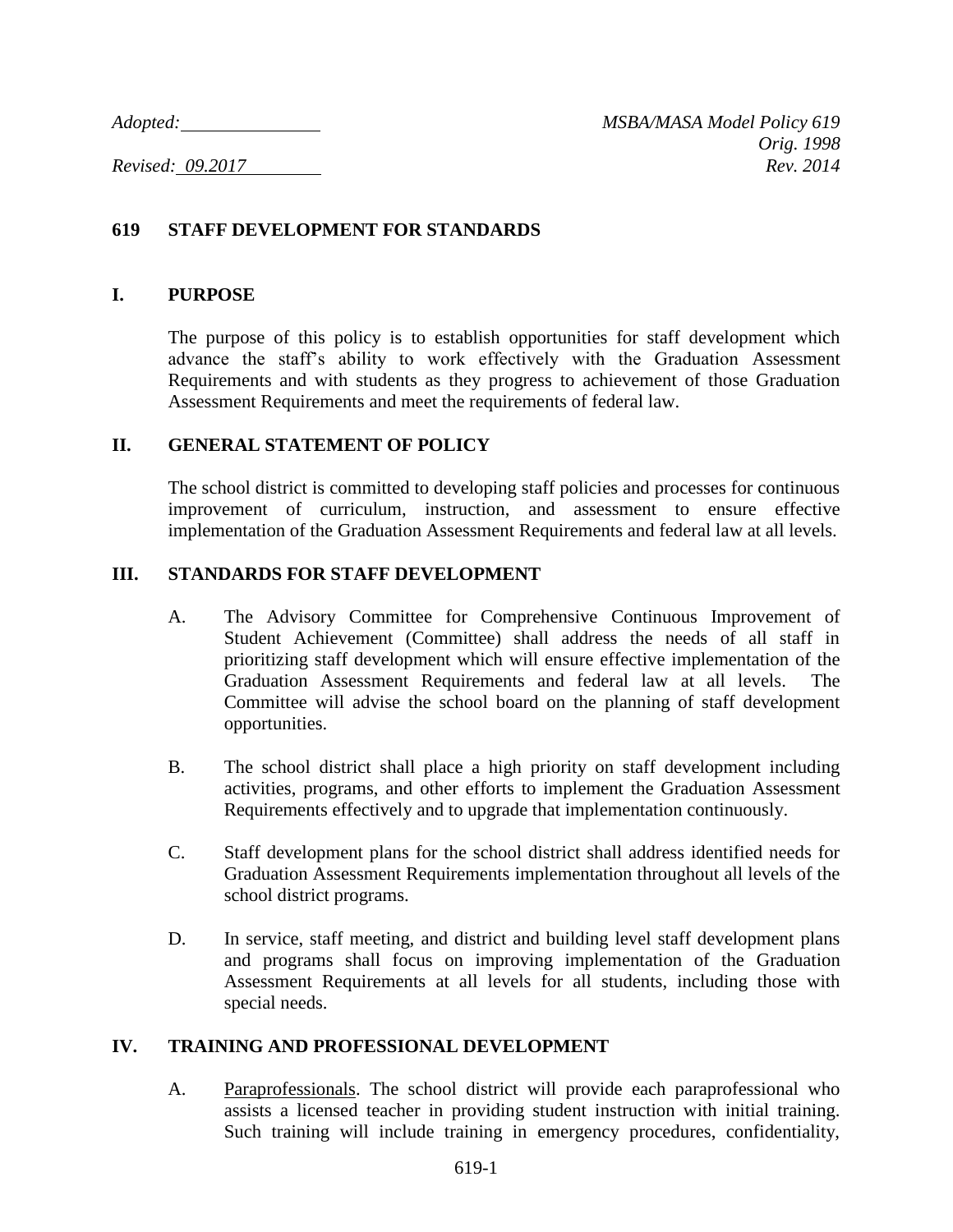*Adopted:* ______________ *MSBA/MASA Model Policy 619*
*Orig. 1998*
*Revised: 09.2017* *Rev. 2014*

# 619 STAFF DEVELOPMENT FOR STANDARDS

## I. PURPOSE

The purpose of this policy is to establish opportunities for staff development which advance the staff's ability to work effectively with the Graduation Assessment Requirements and with students as they progress to achievement of those Graduation Assessment Requirements and meet the requirements of federal law.

## II. GENERAL STATEMENT OF POLICY

The school district is committed to developing staff policies and processes for continuous improvement of curriculum, instruction, and assessment to ensure effective implementation of the Graduation Assessment Requirements and federal law at all levels.

## III. STANDARDS FOR STAFF DEVELOPMENT

A. The Advisory Committee for Comprehensive Continuous Improvement of Student Achievement (Committee) shall address the needs of all staff in prioritizing staff development which will ensure effective implementation of the Graduation Assessment Requirements and federal law at all levels. The Committee will advise the school board on the planning of staff development opportunities.

B. The school district shall place a high priority on staff development including activities, programs, and other efforts to implement the Graduation Assessment Requirements effectively and to upgrade that implementation continuously.

C. Staff development plans for the school district shall address identified needs for Graduation Assessment Requirements implementation throughout all levels of the school district programs.

D. In service, staff meeting, and district and building level staff development plans and programs shall focus on improving implementation of the Graduation Assessment Requirements at all levels for all students, including those with special needs.

## IV. TRAINING AND PROFESSIONAL DEVELOPMENT

A. Paraprofessionals. The school district will provide each paraprofessional who assists a licensed teacher in providing student instruction with initial training. Such training will include training in emergency procedures, confidentiality,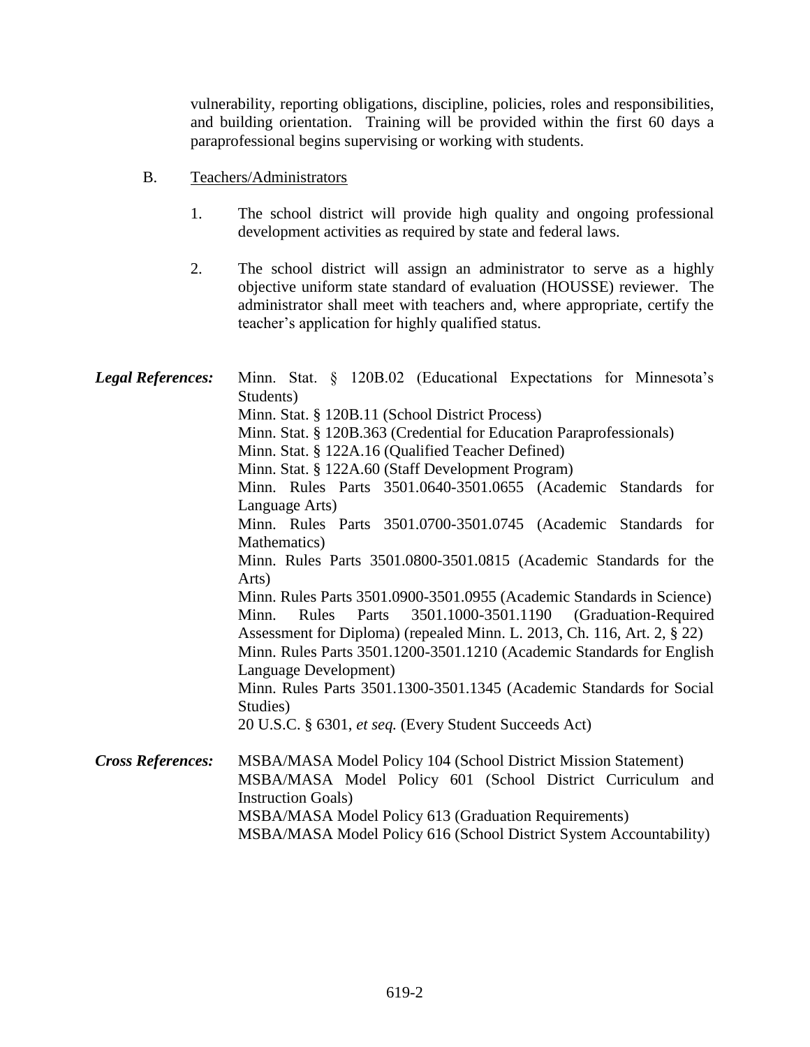vulnerability, reporting obligations, discipline, policies, roles and responsibilities, and building orientation. Training will be provided within the first 60 days a paraprofessional begins supervising or working with students.

B. Teachers/Administrators

1. The school district will provide high quality and ongoing professional development activities as required by state and federal laws.

2. The school district will assign an administrator to serve as a highly objective uniform state standard of evaluation (HOUSSE) reviewer. The administrator shall meet with teachers and, where appropriate, certify the teacher's application for highly qualified status.

***Legal References:***

Minn. Stat. § 120B.02 (Educational Expectations for Minnesota's Students)
Minn. Stat. § 120B.11 (School District Process)
Minn. Stat. § 120B.363 (Credential for Education Paraprofessionals)
Minn. Stat. § 122A.16 (Qualified Teacher Defined)
Minn. Stat. § 122A.60 (Staff Development Program)
Minn. Rules Parts 3501.0640-3501.0655 (Academic Standards for Language Arts)
Minn. Rules Parts 3501.0700-3501.0745 (Academic Standards for Mathematics)
Minn. Rules Parts 3501.0800-3501.0815 (Academic Standards for the Arts)
Minn. Rules Parts 3501.0900-3501.0955 (Academic Standards in Science)
Minn. Rules Parts 3501.1000-3501.1190 (Graduation-Required Assessment for Diploma) (repealed Minn. L. 2013, Ch. 116, Art. 2, § 22)
Minn. Rules Parts 3501.1200-3501.1210 (Academic Standards for English Language Development)
Minn. Rules Parts 3501.1300-3501.1345 (Academic Standards for Social Studies)
20 U.S.C. § 6301, *et seq.* (Every Student Succeeds Act)

***Cross References:***

MSBA/MASA Model Policy 104 (School District Mission Statement)
MSBA/MASA Model Policy 601 (School District Curriculum and Instruction Goals)
MSBA/MASA Model Policy 613 (Graduation Requirements)
MSBA/MASA Model Policy 616 (School District System Accountability)